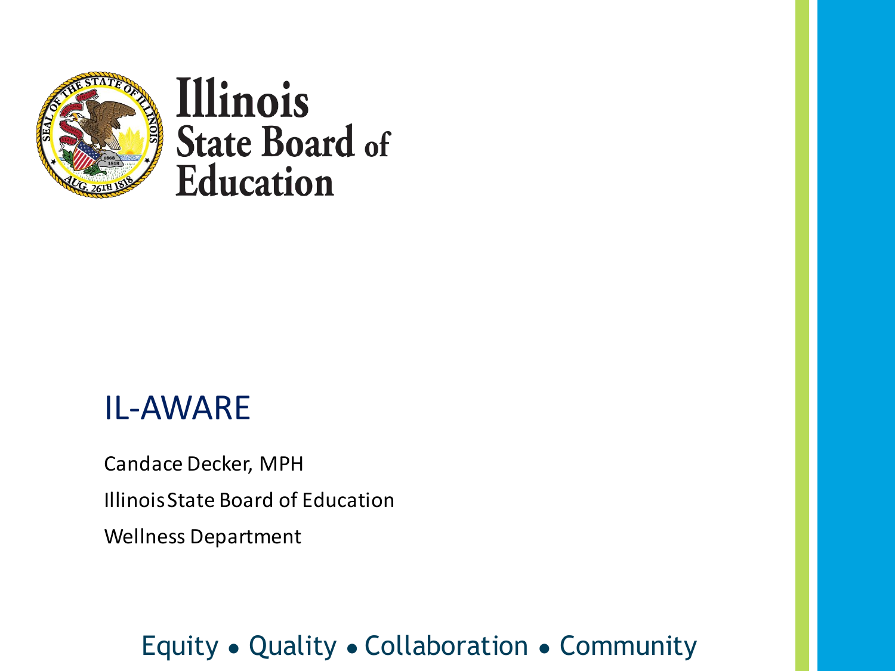Illinois State Board of Education

# IL-AWARE

Candace Decker, MPH

Illinois State Board of Education

Wellness Department

Equity • Quality • Collaboration • Community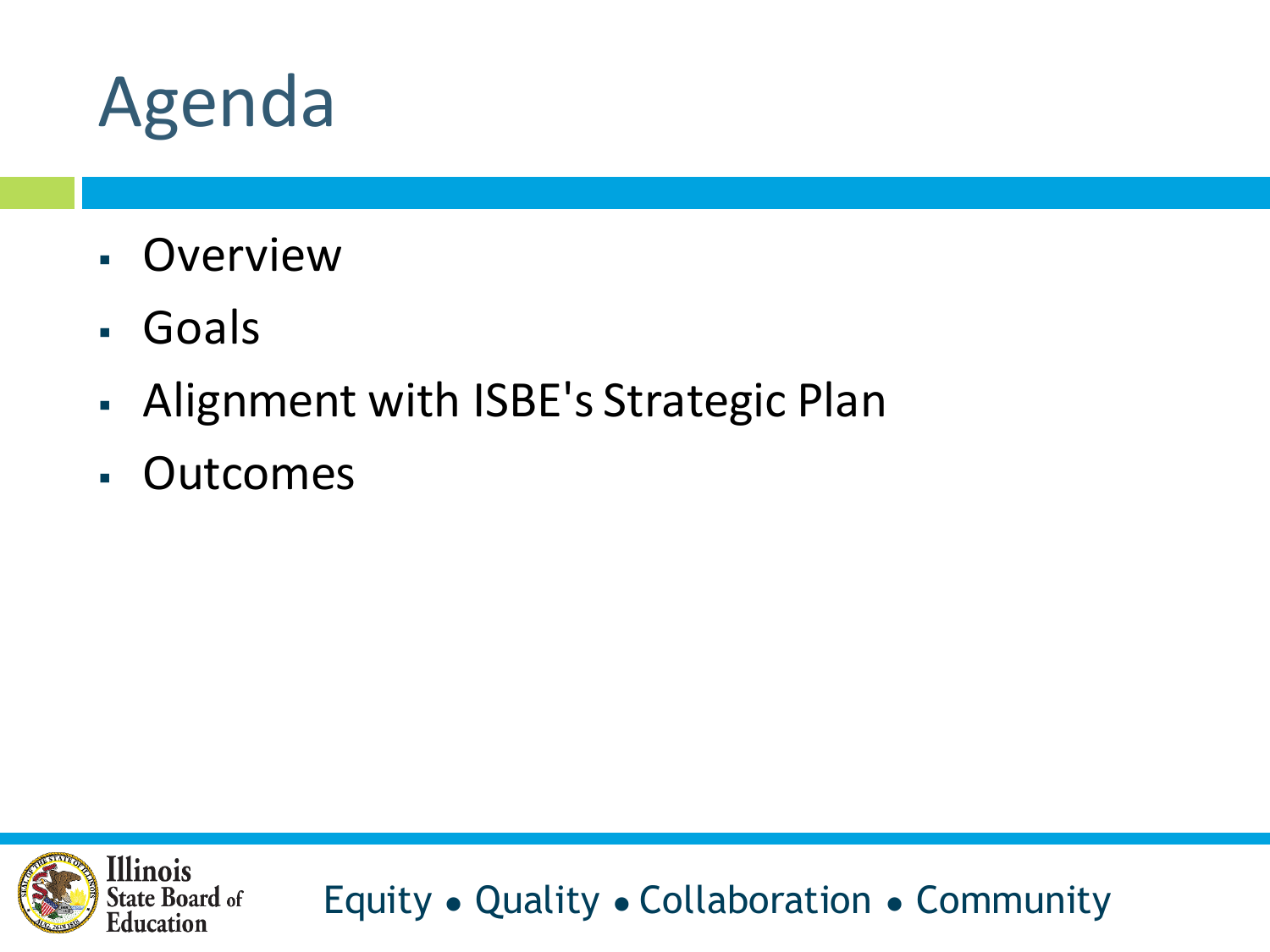# Agenda

- Overview
- Goals
- Alignment with ISBE's Strategic Plan
- Outcomes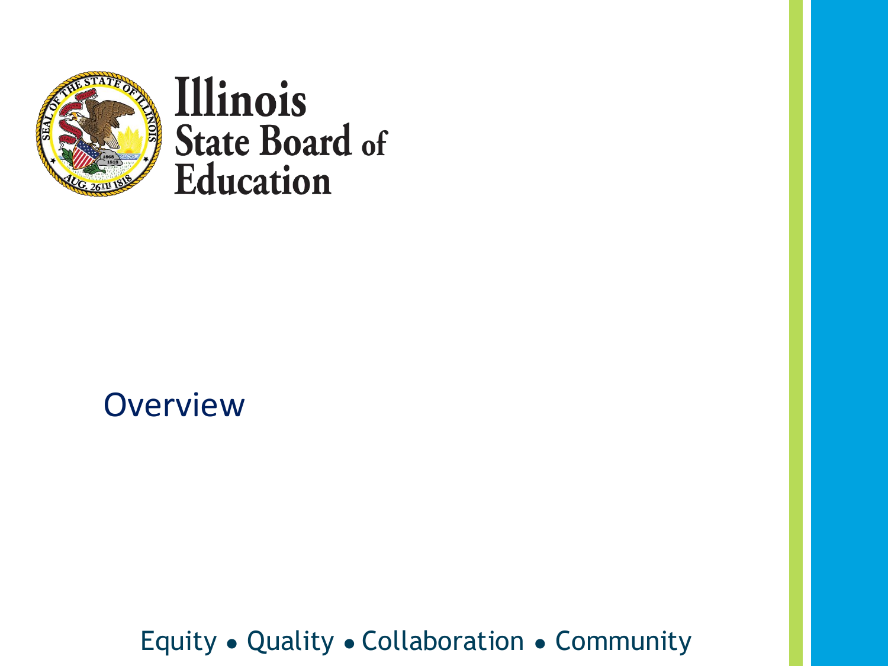# Illinois State Board of Education

## Overview

Equity • Quality • Collaboration • Community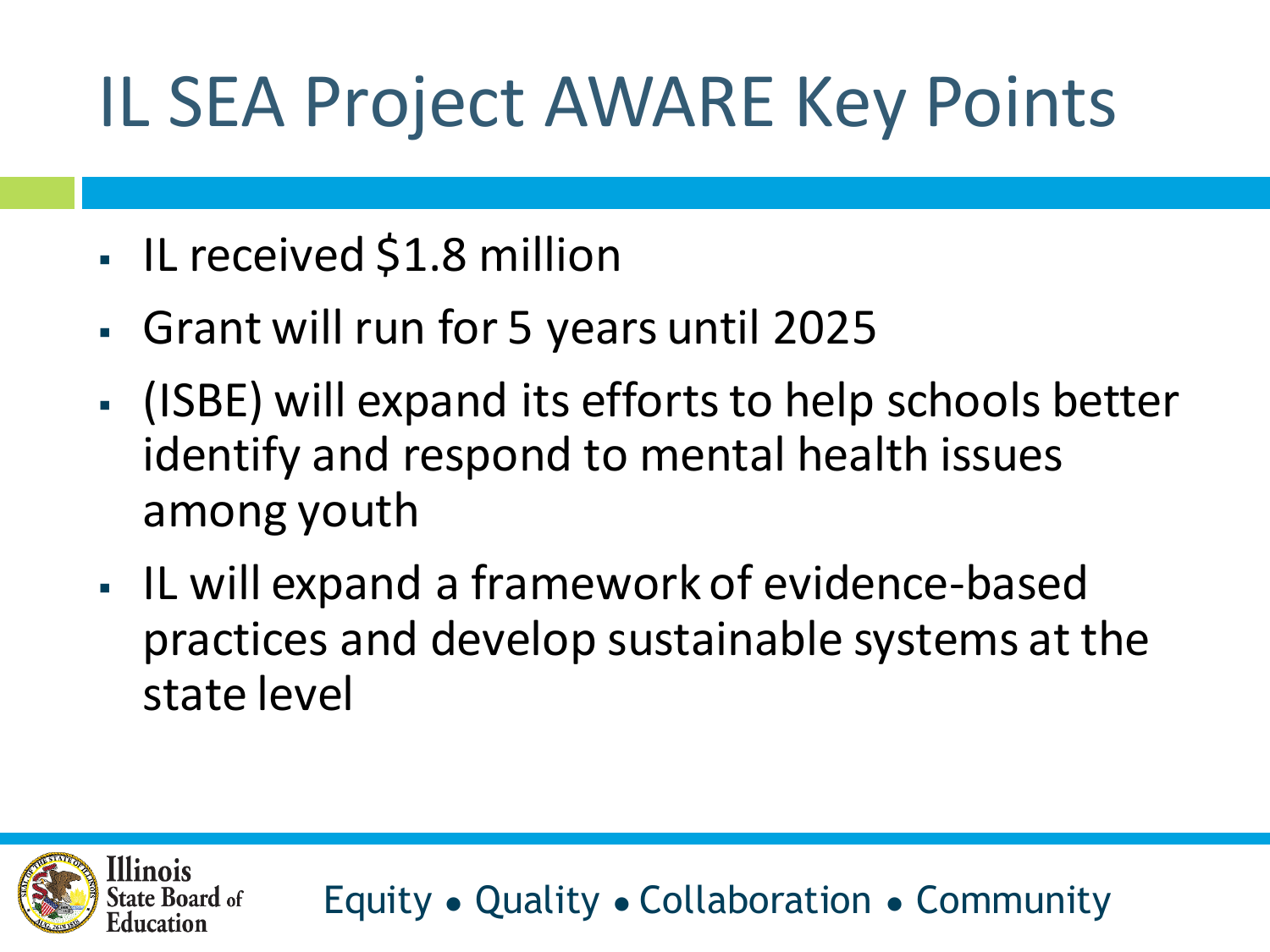# IL SEA Project AWARE Key Points

- IL received $1.8 million
- Grant will run for 5 years until 2025
- (ISBE) will expand its efforts to help schools better identify and respond to mental health issues among youth
- IL will expand a framework of evidence-based practices and develop sustainable systems at the state level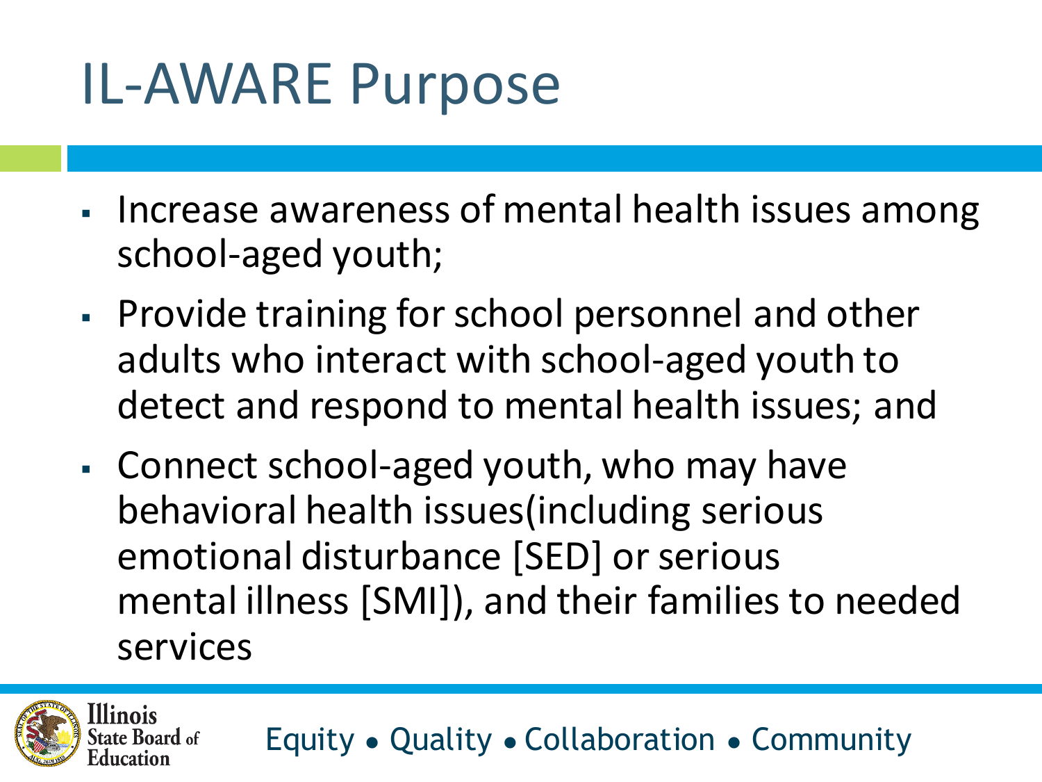# IL-AWARE Purpose

- Increase awareness of mental health issues among school-aged youth;
- Provide training for school personnel and other adults who interact with school-aged youth to detect and respond to mental health issues; and
- Connect school-aged youth, who may have behavioral health issues(including serious emotional disturbance [SED] or serious mental illness [SMI]), and their families to needed services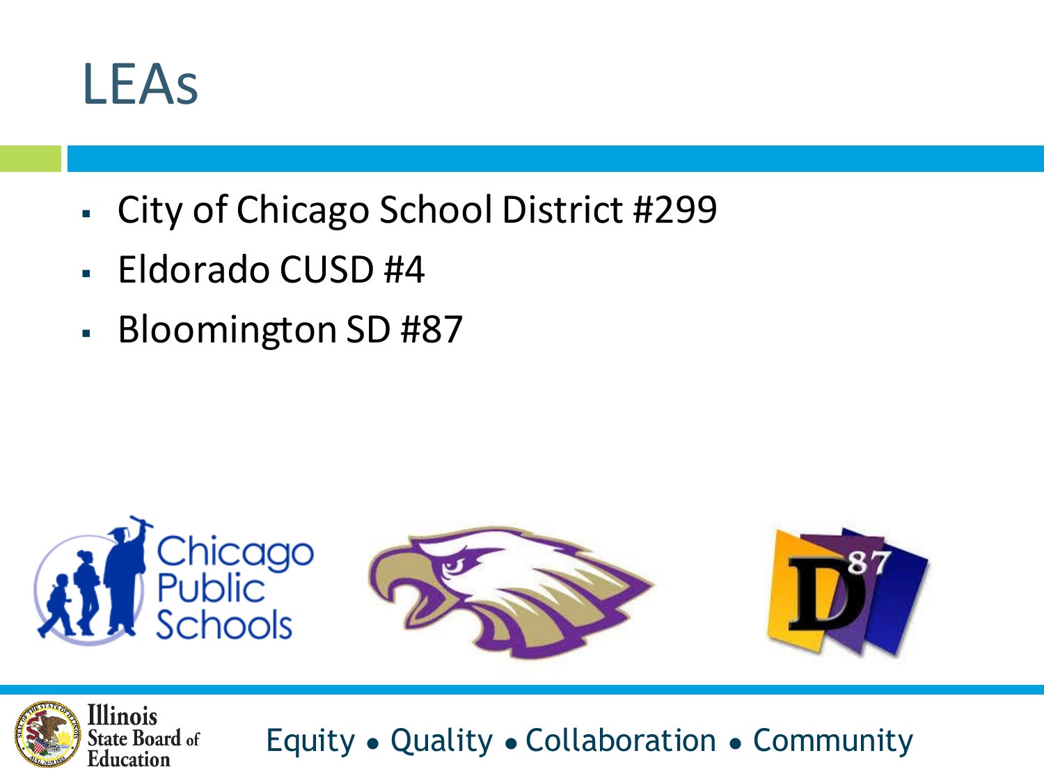# LEAs

- City of Chicago School District #299
- Eldorado CUSD #4
- Bloomington SD #87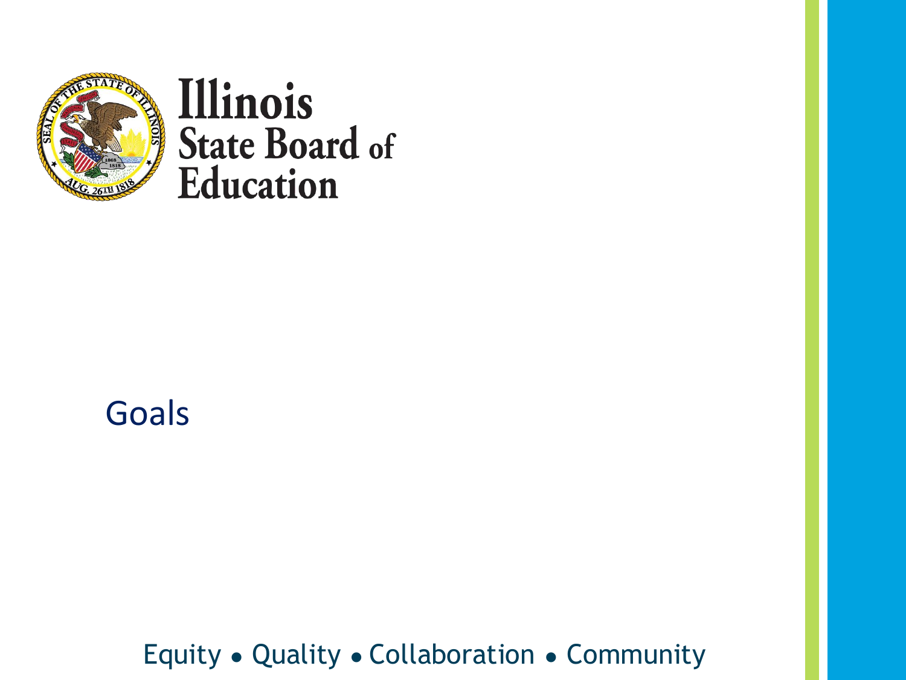# Goals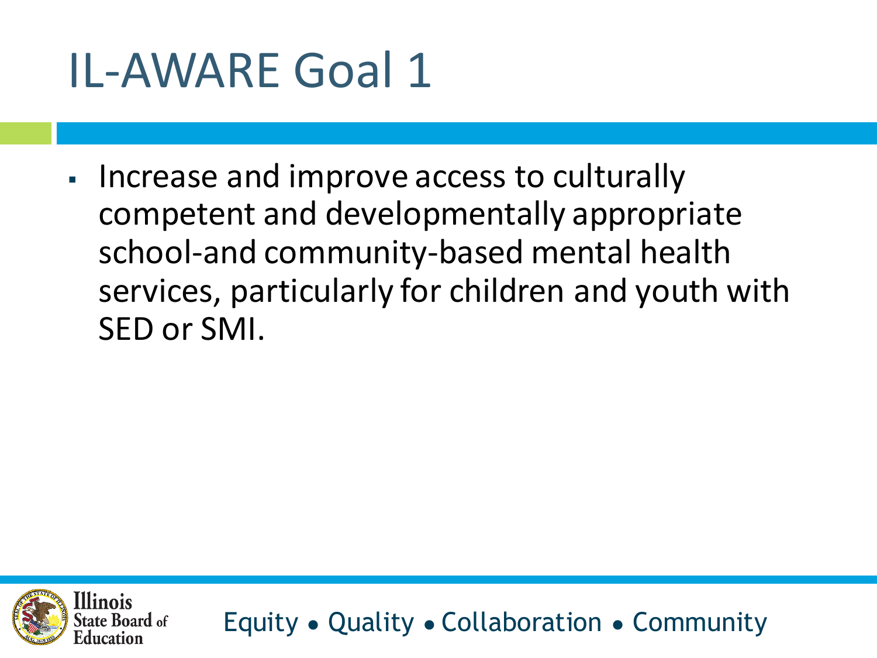# IL-AWARE Goal 1

- Increase and improve access to culturally competent and developmentally appropriate school-and community-based mental health services, particularly for children and youth with SED or SMI.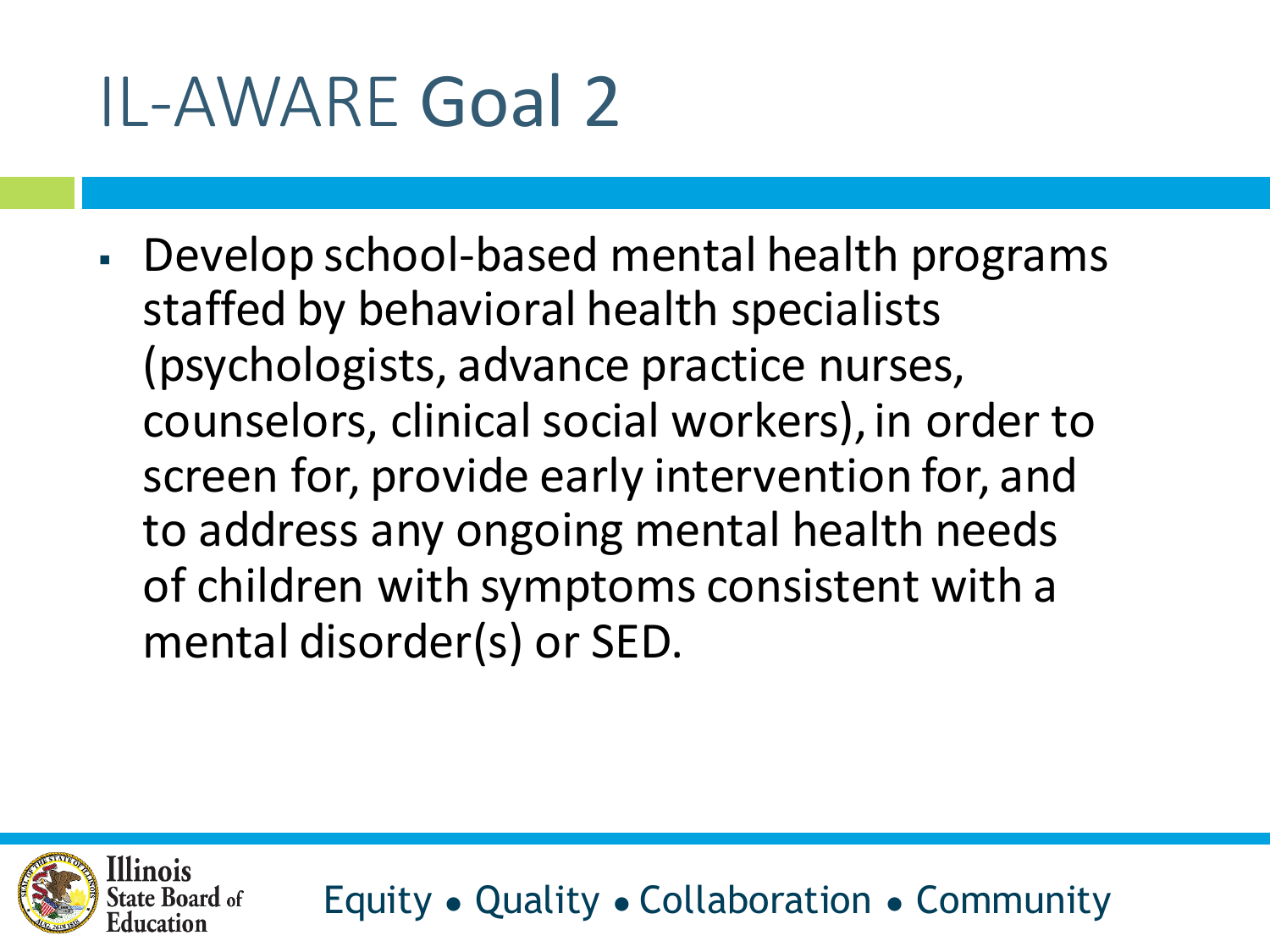# IL-AWARE Goal 2

- Develop school-based mental health programs staffed by behavioral health specialists (psychologists, advance practice nurses, counselors, clinical social workers), in order to screen for, provide early intervention for, and to address any ongoing mental health needs of children with symptoms consistent with a mental disorder(s) or SED.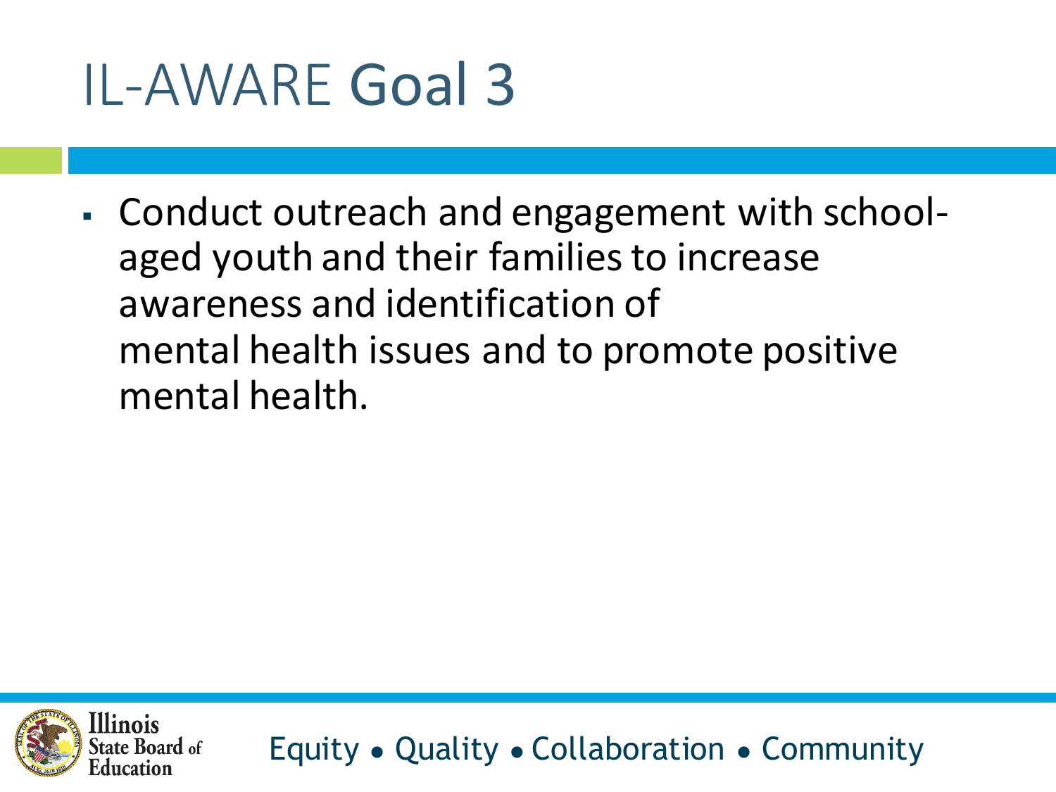# IL-AWARE Goal 3

- Conduct outreach and engagement with school-aged youth and their families to increase awareness and identification of mental health issues and to promote positive mental health.

Equity • Quality • Collaboration • Community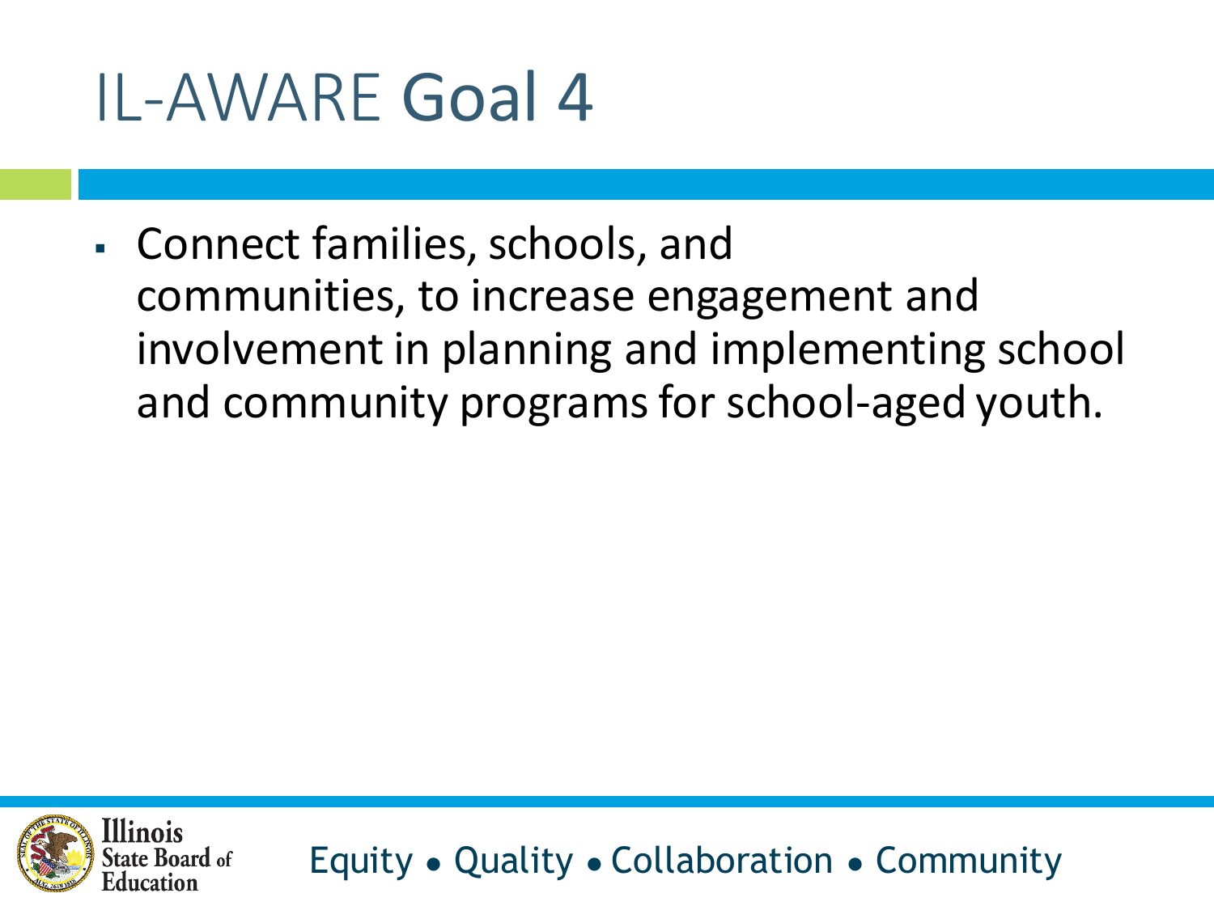# IL-AWARE Goal 4

- Connect families, schools, and communities, to increase engagement and involvement in planning and implementing school and community programs for school-aged youth.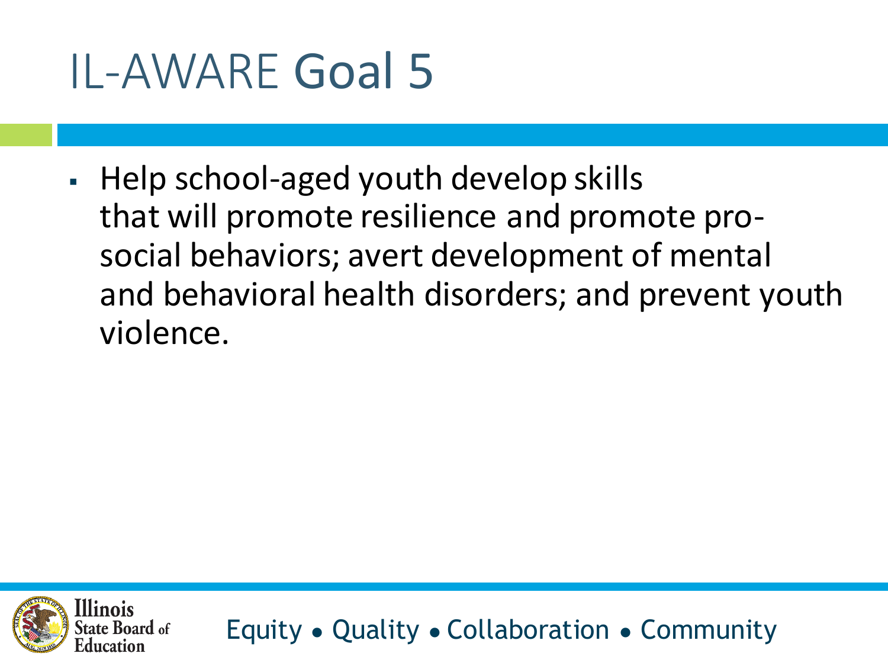# IL-AWARE Goal 5

- Help school-aged youth develop skills that will promote resilience and promote pro-social behaviors; avert development of mental and behavioral health disorders; and prevent youth violence.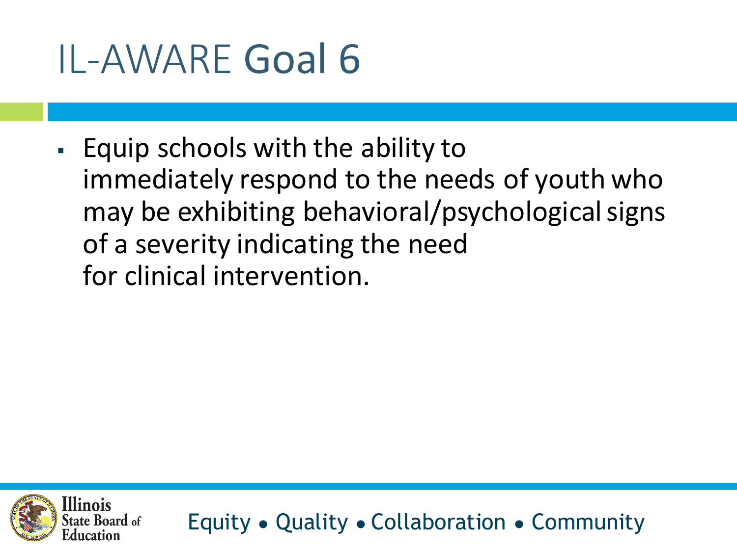# IL-AWARE Goal 6

- Equip schools with the ability to immediately respond to the needs of youth who may be exhibiting behavioral/psychological signs of a severity indicating the need for clinical intervention.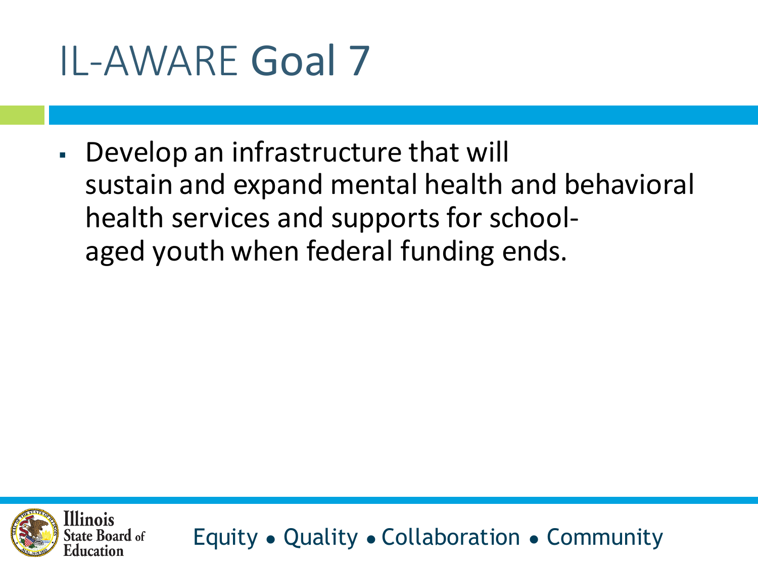# IL-AWARE Goal 7

- Develop an infrastructure that will sustain and expand mental health and behavioral health services and supports for school-aged youth when federal funding ends.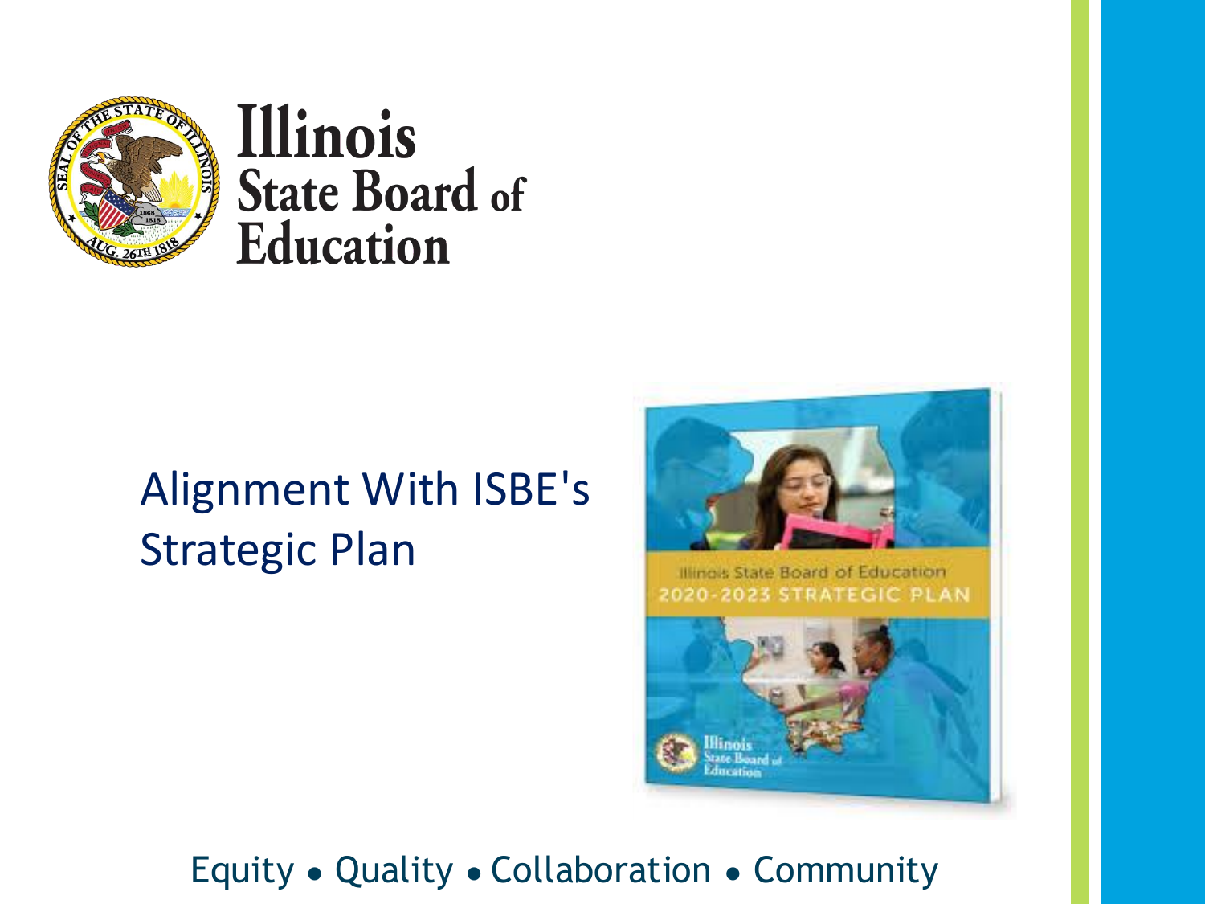# Alignment With ISBE's Strategic Plan

Equity • Quality • Collaboration • Community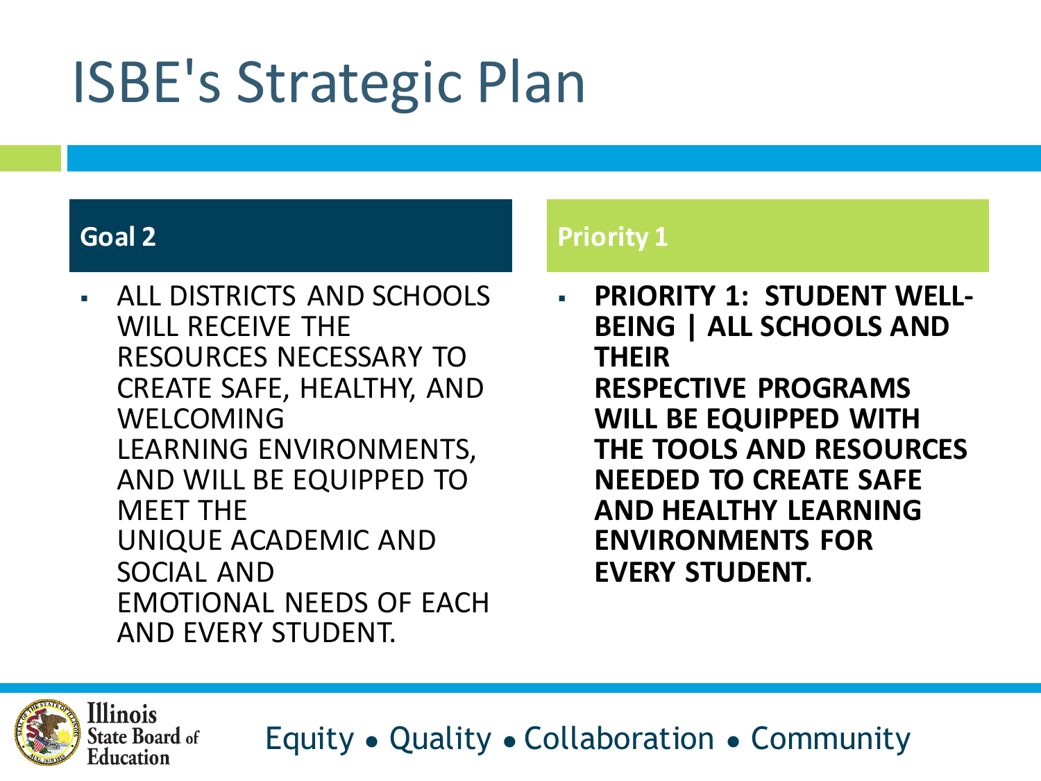# ISBE's Strategic Plan

## Goal 2

- ALL DISTRICTS AND SCHOOLS WILL RECEIVE THE RESOURCES NECESSARY TO CREATE SAFE, HEALTHY, AND WELCOMING LEARNING ENVIRONMENTS, AND WILL BE EQUIPPED TO MEET THE UNIQUE ACADEMIC AND SOCIAL AND EMOTIONAL NEEDS OF EACH AND EVERY STUDENT.

## Priority 1

- **PRIORITY 1: STUDENT WELL-BEING | ALL SCHOOLS AND THEIR RESPECTIVE PROGRAMS WILL BE EQUIPPED WITH THE TOOLS AND RESOURCES NEEDED TO CREATE SAFE AND HEALTHY LEARNING ENVIRONMENTS FOR EVERY STUDENT.**

Illinois State Board of Education

Equity • Quality • Collaboration • Community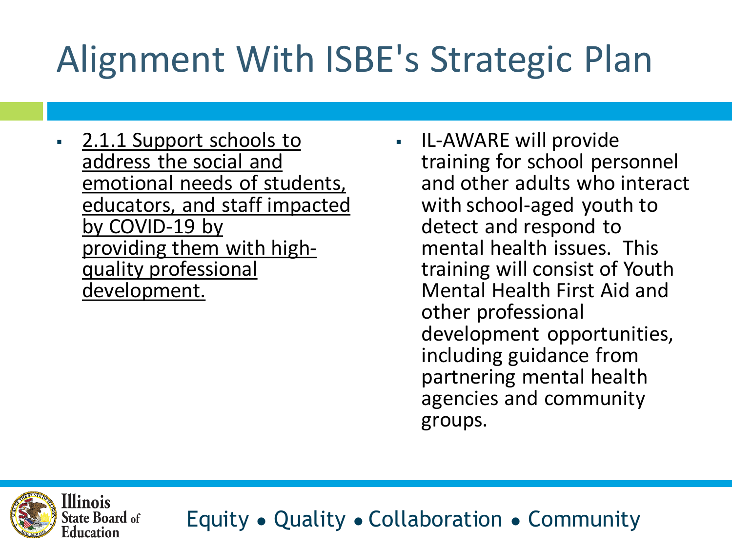# Alignment With ISBE's Strategic Plan

- 2.1.1 Support schools to address the social and emotional needs of students, educators, and staff impacted by COVID-19 by providing them with high-quality professional development.

- IL-AWARE will provide training for school personnel and other adults who interact with school-aged youth to detect and respond to mental health issues. This training will consist of Youth Mental Health First Aid and other professional development opportunities, including guidance from partnering mental health agencies and community groups.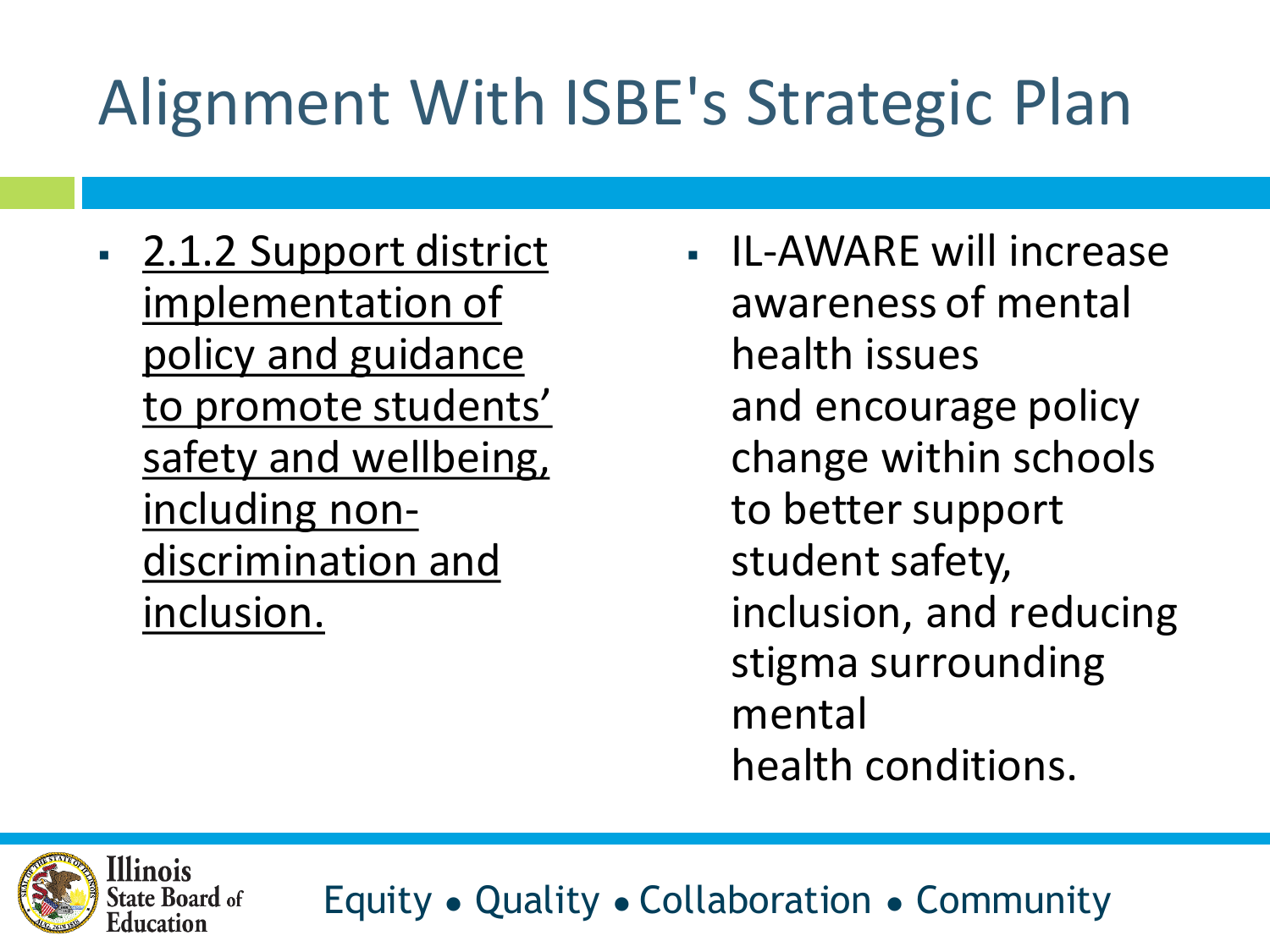# Alignment With ISBE's Strategic Plan

- 2.1.2 Support district implementation of policy and guidance to promote students' safety and wellbeing, including non-discrimination and inclusion.

- IL-AWARE will increase awareness of mental health issues and encourage policy change within schools to better support student safety, inclusion, and reducing stigma surrounding mental health conditions.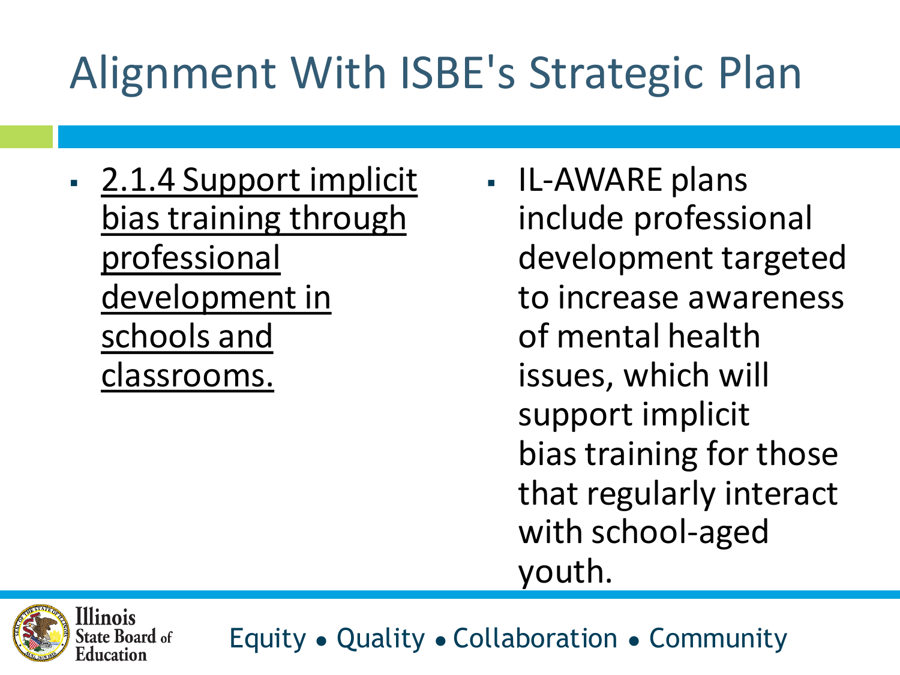# Alignment With ISBE's Strategic Plan

- 2.1.4 Support implicit bias training through professional development in schools and classrooms.

- IL-AWARE plans include professional development targeted to increase awareness of mental health issues, which will support implicit bias training for those that regularly interact with school-aged youth.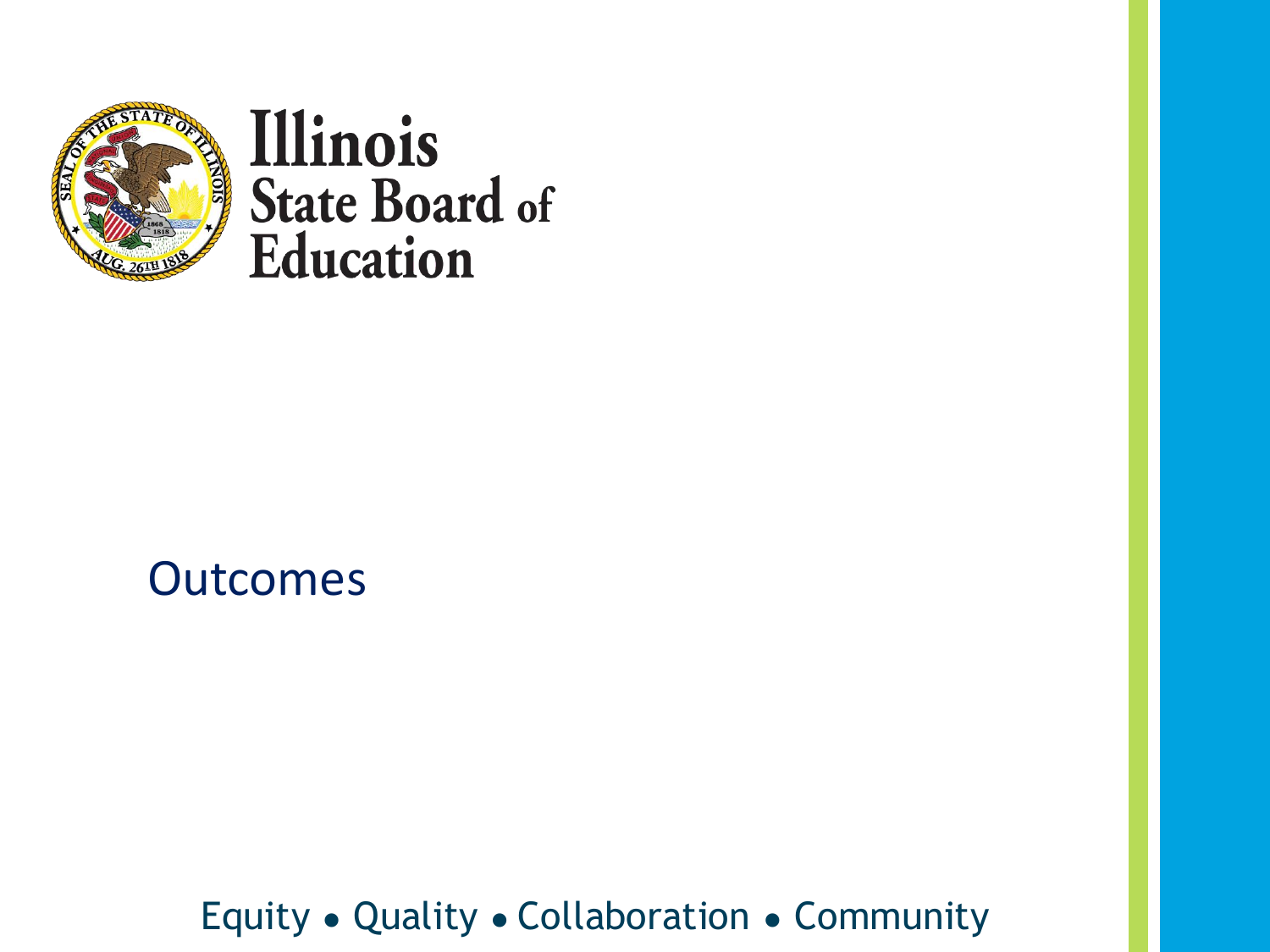Illinois State Board of Education

# Outcomes

Equity • Quality • Collaboration • Community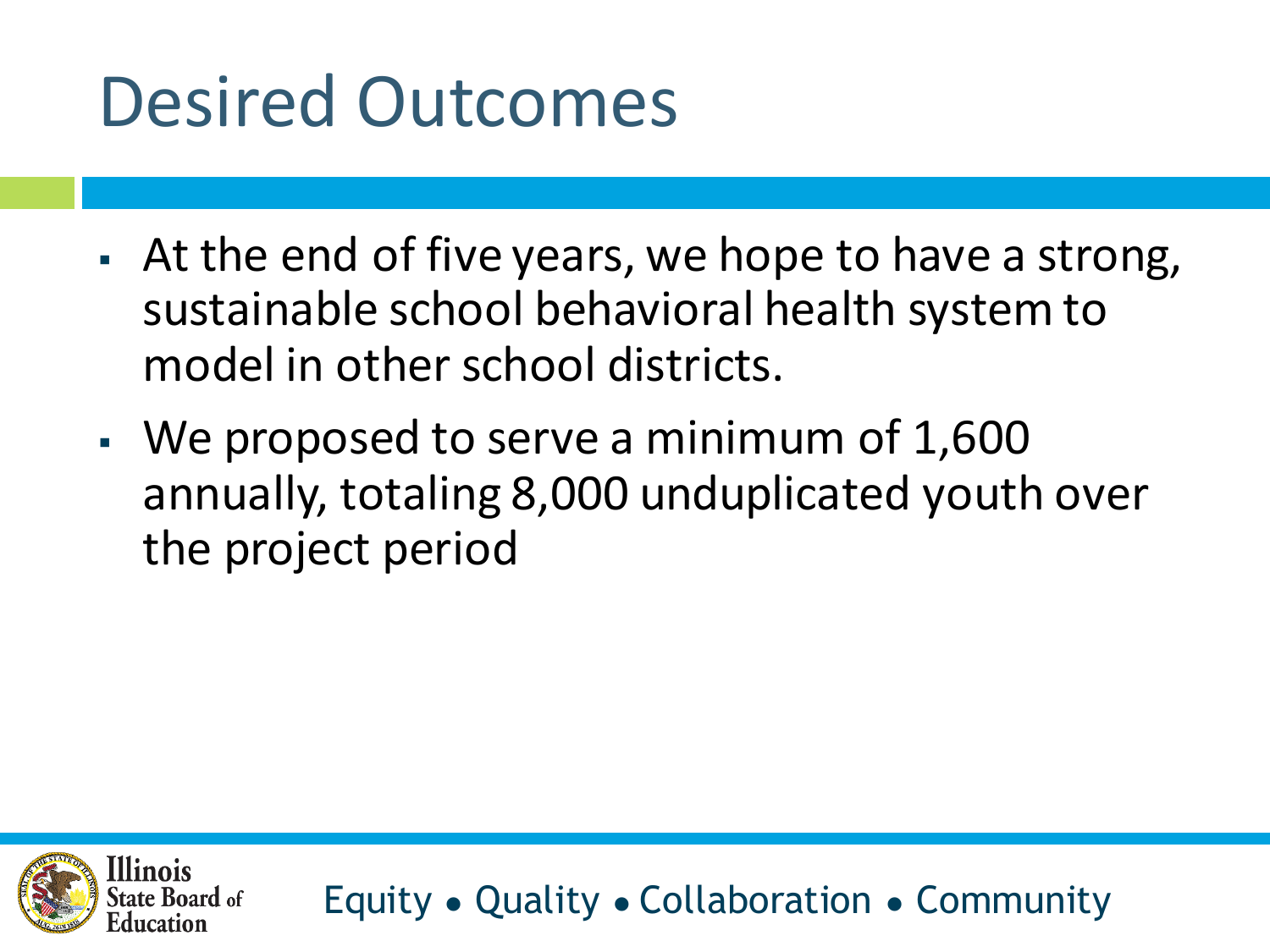# Desired Outcomes

- At the end of five years, we hope to have a strong, sustainable school behavioral health system to model in other school districts.
- We proposed to serve a minimum of 1,600 annually, totaling 8,000 unduplicated youth over the project period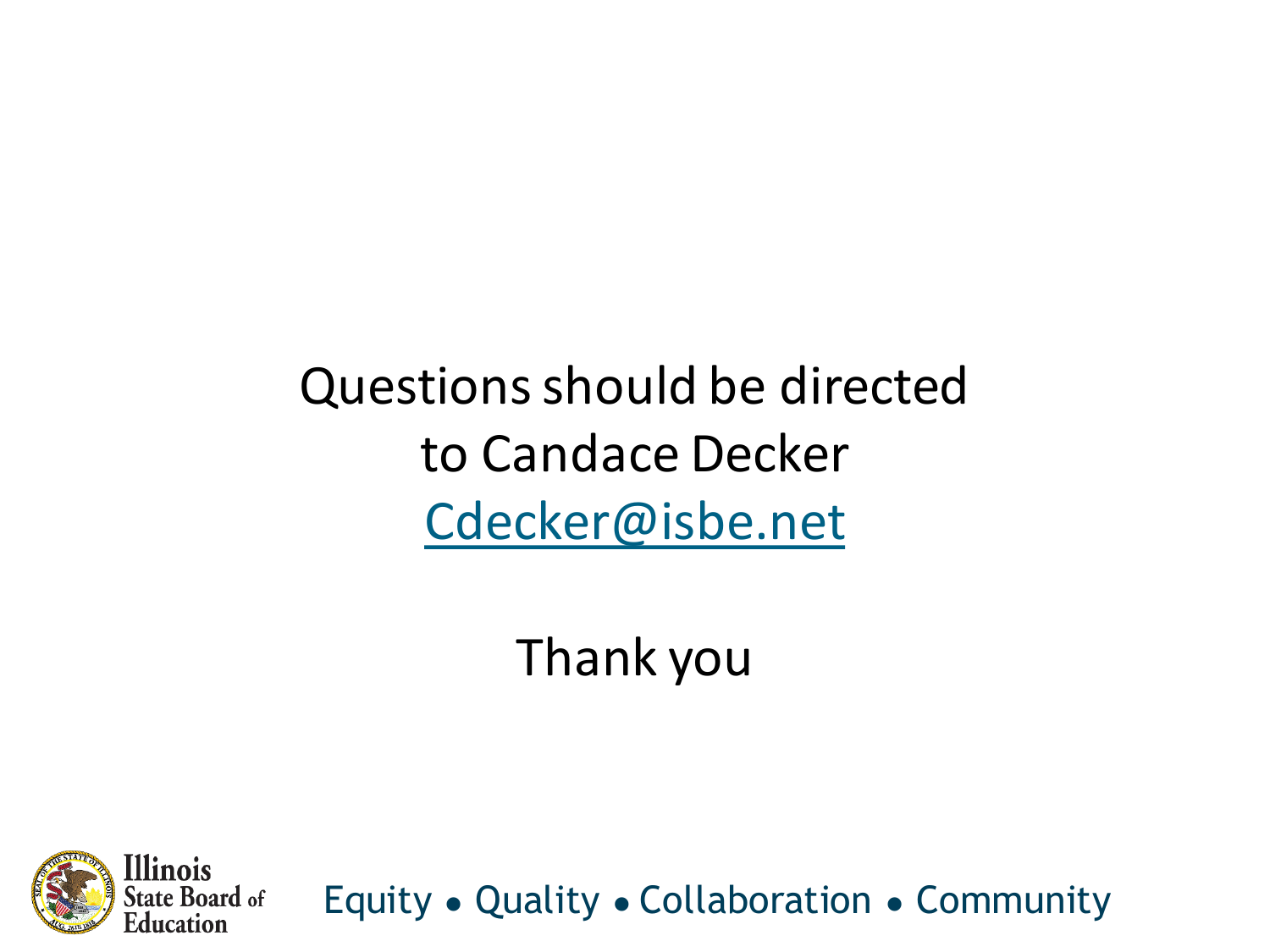Questions should be directed to Candace Decker
Cdecker@isbe.net

Thank you